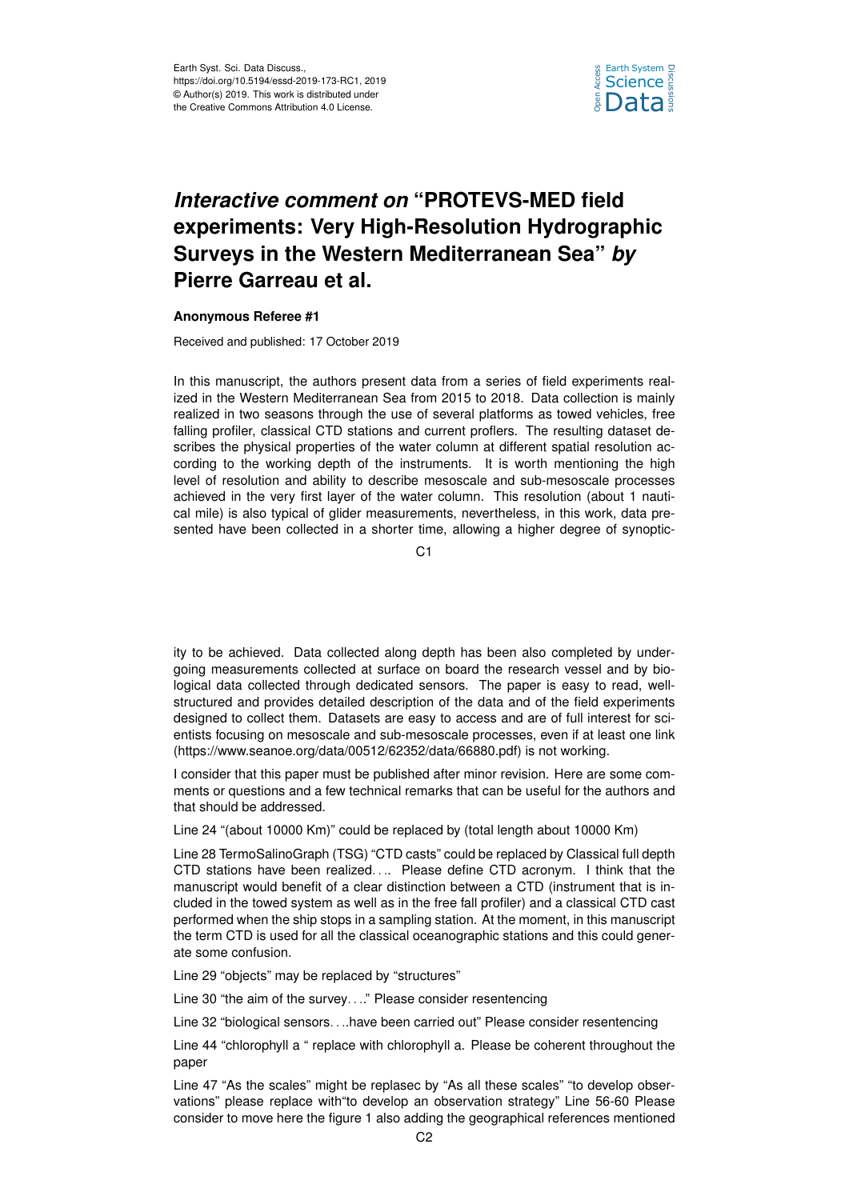Earth Syst. Sci. Data Discuss.,
https://doi.org/10.5194/essd-2019-173-RC1, 2019
© Author(s) 2019. This work is distributed under
the Creative Commons Attribution 4.0 License.

# *Interactive comment on* "PROTEVS-MED field experiments: Very High-Resolution Hydrographic Surveys in the Western Mediterranean Sea" *by* Pierre Garreau et al.

**Anonymous Referee #1**

Received and published: 17 October 2019

In this manuscript, the authors present data from a series of field experiments realized in the Western Mediterranean Sea from 2015 to 2018. Data collection is mainly realized in two seasons through the use of several platforms as towed vehicles, free falling profiler, classical CTD stations and current proflers. The resulting dataset describes the physical properties of the water column at different spatial resolution according to the working depth of the instruments. It is worth mentioning the high level of resolution and ability to describe mesoscale and sub-mesoscale processes achieved in the very first layer of the water column. This resolution (about 1 nautical mile) is also typical of glider measurements, nevertheless, in this work, data presented have been collected in a shorter time, allowing a higher degree of synopticity to be achieved. Data collected along depth has been also completed by undergoing measurements collected at surface on board the research vessel and by biological data collected through dedicated sensors. The paper is easy to read, well-structured and provides detailed description of the data and of the field experiments designed to collect them. Datasets are easy to access and are of full interest for scientists focusing on mesoscale and sub-mesoscale processes, even if at least one link (https://www.seanoe.org/data/00512/62352/data/66880.pdf) is not working.

I consider that this paper must be published after minor revision. Here are some comments or questions and a few technical remarks that can be useful for the authors and that should be addressed.

Line 24 "(about 10000 Km)" could be replaced by (total length about 10000 Km)

Line 28 TermoSalinoGraph (TSG) "CTD casts" could be replaced by Classical full depth CTD stations have been realized.... Please define CTD acronym. I think that the manuscript would benefit of a clear distinction between a CTD (instrument that is included in the towed system as well as in the free fall profiler) and a classical CTD cast performed when the ship stops in a sampling station. At the moment, in this manuscript the term CTD is used for all the classical oceanographic stations and this could generate some confusion.

Line 29 "objects" may be replaced by "structures"

Line 30 "the aim of the survey...." Please consider resentencing

Line 32 "biological sensors....have been carried out" Please consider resentencing

Line 44 "chlorophyll a " replace with chlorophyll a. Please be coherent throughout the paper

Line 47 "As the scales" might be replasec by "As all these scales" "to develop observations" please replace with"to develop an observation strategy" Line 56-60 Please consider to move here the figure 1 also adding the geographical references mentioned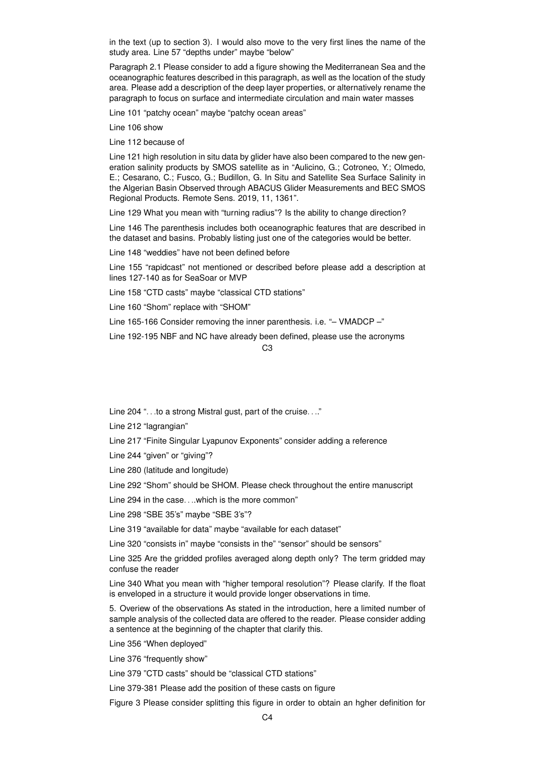in the text (up to section 3). I would also move to the very first lines the name of the study area. Line 57 "depths under" maybe "below"

Paragraph 2.1 Please consider to add a figure showing the Mediterranean Sea and the oceanographic features described in this paragraph, as well as the location of the study area. Please add a description of the deep layer properties, or alternatively rename the paragraph to focus on surface and intermediate circulation and main water masses

Line 101 "patchy ocean" maybe "patchy ocean areas"

Line 106 show

Line 112 because of

Line 121 high resolution in situ data by glider have also been compared to the new generation salinity products by SMOS satellite as in "Aulicino, G.; Cotroneo, Y.; Olmedo, E.; Cesarano, C.; Fusco, G.; Budillon, G. In Situ and Satellite Sea Surface Salinity in the Algerian Basin Observed through ABACUS Glider Measurements and BEC SMOS Regional Products. Remote Sens. 2019, 11, 1361".

Line 129 What you mean with "turning radius"? Is the ability to change direction?

Line 146 The parenthesis includes both oceanographic features that are described in the dataset and basins. Probably listing just one of the categories would be better.

Line 148 "weddies" have not been defined before

Line 155 "rapidcast" not mentioned or described before please add a description at lines 127-140 as for SeaSoar or MVP

Line 158 "CTD casts" maybe "classical CTD stations"

Line 160 "Shom" replace with "SHOM"

Line 165-166 Consider removing the inner parenthesis. i.e. "– VMADCP –"

Line 192-195 NBF and NC have already been defined, please use the acronyms

Line 204 "…to a strong Mistral gust, part of the cruise…."

Line 212 "lagrangian"

Line 217 "Finite Singular Lyapunov Exponents" consider adding a reference

Line 244 "given" or "giving"?

Line 280 (latitude and longitude)

Line 292 "Shom" should be SHOM. Please check throughout the entire manuscript

Line 294 in the case….which is the more common"

Line 298 "SBE 35's" maybe "SBE 3's"?

Line 319 "available for data" maybe "available for each dataset"

Line 320 "consists in" maybe "consists in the" "sensor" should be sensors"

Line 325 Are the gridded profiles averaged along depth only? The term gridded may confuse the reader

Line 340 What you mean with "higher temporal resolution"? Please clarify. If the float is enveloped in a structure it would provide longer observations in time.

5. Overview of the observations As stated in the introduction, here a limited number of sample analysis of the collected data are offered to the reader. Please consider adding a sentence at the beginning of the chapter that clarify this.

Line 356 "When deployed"

Line 376 "frequently show"

Line 379 "CTD casts" should be "classical CTD stations"

Line 379-381 Please add the position of these casts on figure

Figure 3 Please consider splitting this figure in order to obtain an hgher definition for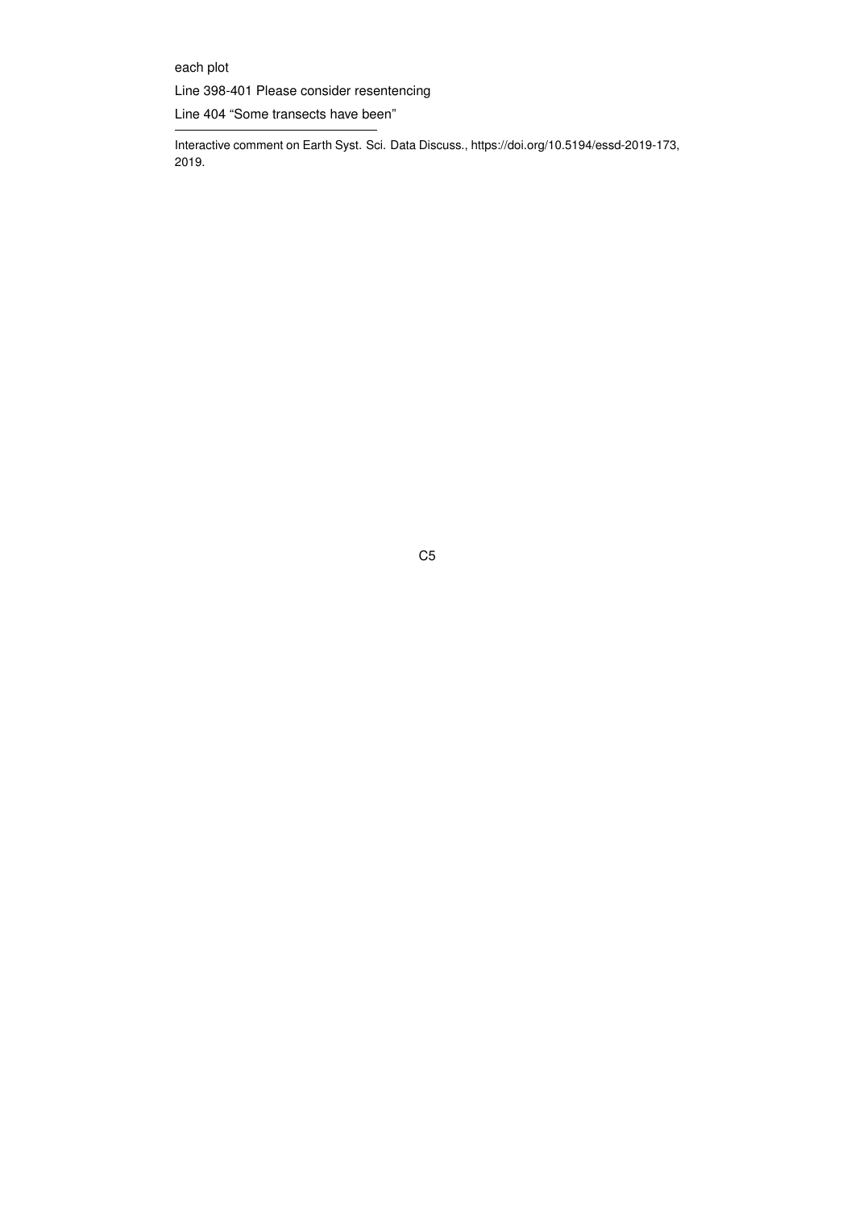each plot

Line 398-401 Please consider resentencing

Line 404 “Some transects have been”

---

Interactive comment on Earth Syst. Sci. Data Discuss., https://doi.org/10.5194/essd-2019-173, 2019.